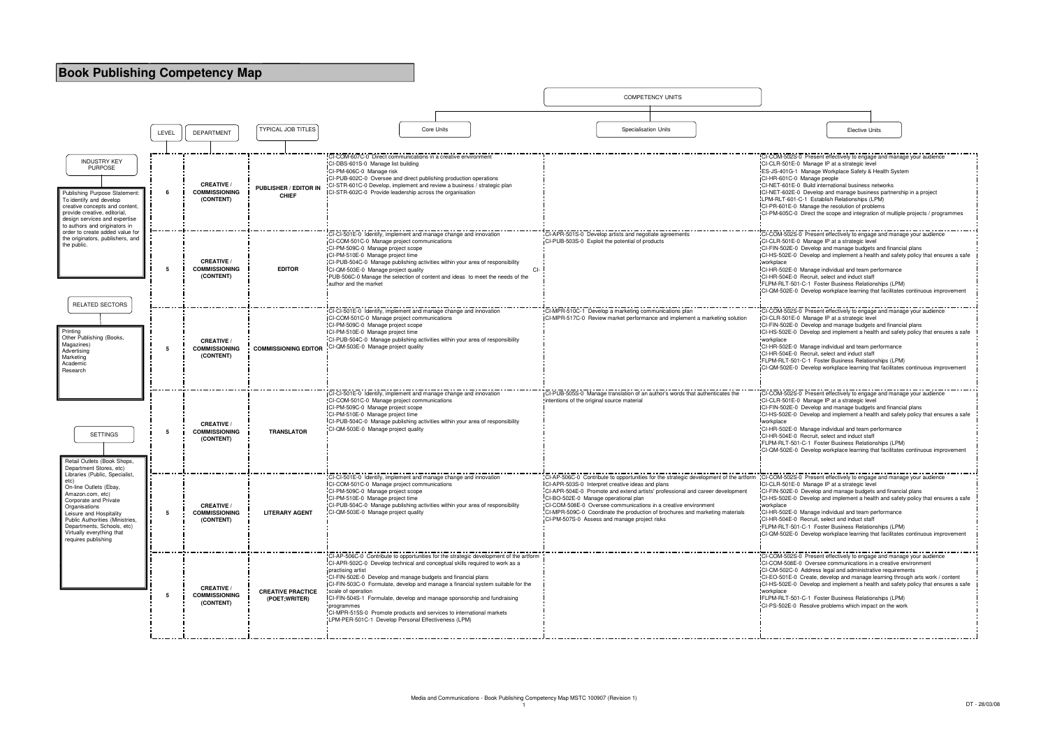# Book Publishing Competency Map

**INDUSTRY KEY PURPOSE**

Publishing Purpose Statement: To identify and develop creative concepts and content, provide creative, editorial, design services and expertise to authors and originators in order to create added value for the originators, publishers, and the public.

**RELATED SECTORS**

Printing
Other Publishing (Books, Magazines)
Advertising
Marketing
Academic
Research

**SETTINGS**

Retail Outlets (Book Shops, Department Stores, etc)
Libraries (Public, Specialist, etc)
On-line Outlets (Ebay, Amazon.com, etc)
Corporate and Private Organisations
Leisure and Hospitality
Public Authorities (Ministries, Departments, Schools, etc)
Virtually everything that requires publishing

**COMPETENCY UNITS**

| LEVEL | DEPARTMENT | TYPICAL JOB TITLES | Core Units | Specialisation Units | Elective Units |
|---|---|---|---|---|---|
| 6 | CREATIVE / COMMISSIONING (CONTENT) | PUBLISHER / EDITOR IN CHIEF | CI-COM-601C-0 Direct communications in a creative environment<br>CI-DBS-601S-0 Manage list building<br>CI-PM-606C-0 Manage risk<br>CI-PUB-602C-0 Oversee and direct publishing production operations<br>CI-STR-601C-0 Develop, implement and review a business / strategic plan<br>CI-STR-602C-0 Provide leadership across the organisation | | CI-COM-502S-0 Present effectively to engage and manage your audience<br>CI-CLR-501E-0 Manage IP at a strategic level<br>ES-JS-401G-1 Manage Workplace Safety & Health System<br>CI-HR-601C-0 Manage people<br>CI-NET-601E-0 Build international business networks<br>CI-NET-602E-0 Develop and manage business partnership in a project<br>LPM-RLT-601-C-1 Establish Relationships (LPM)<br>CI-PR-601E-0 Manage the resolution of problems<br>CI-PM-605C-0 Direct the scope and integration of multiple projects / programmes |
| 5 | CREATIVE / COMMISSIONING (CONTENT) | EDITOR | CI-CI-501E-0 Identify, implement and manage change and innovation<br>CI-COM-501C-0 Manage project communications<br>CI-PM-509C-0 Manage project scope<br>CI-PM-510E-0 Manage project time<br>CI-PUB-504C-0 Manage publishing activities within your area of responsibility<br>CI-QM-503E-0 Manage project quality<br>CI-PUB-506C-0 Manage the selection of content and ideas to meet the needs of the author and the market | CI-APR-501S-0 Develop artists and negotiate agreements<br>CI-PUB-503S-0 Exploit the potential of products | CI-COM-502S-0 Present effectively to engage and manage your audience<br>CI-CLR-501E-0 Manage IP at a strategic level<br>CI-FIN-502E-0 Develop and manage budgets and financial plans<br>CI-HS-502E-0 Develop and implement a health and safety policy that ensures a safe workplace<br>CI-HR-502E-0 Manage individual and team performance<br>CI-HR-504E-0 Recruit, select and induct staff<br>FLPM-RLT-501-C-1 Foster Business Relationships (LPM)<br>CI-QM-502E-0 Develop workplace learning that facilitates continuous improvement |
| 5 | CREATIVE / COMMISSIONING (CONTENT) | COMMISSIONING EDITOR | CI-CI-501E-0 Identify, implement and manage change and innovation<br>CI-COM-501C-0 Manage project communications<br>CI-PM-509C-0 Manage project scope<br>CI-PM-510E-0 Manage project time<br>CI-PUB-504C-0 Manage publishing activities within your area of responsibility<br>CI-QM-503E-0 Manage project quality | CI-MPR-510C-1 Develop a marketing communications plan<br>CI-MPR-517C-0 Review market performance and implement a marketing solution | CI-COM-502S-0 Present effectively to engage and manage your audience<br>CI-CLR-501E-0 Manage IP at a strategic level<br>CI-FIN-502E-0 Develop and manage budgets and financial plans<br>CI-HS-502E-0 Develop and implement a health and safety policy that ensures a safe workplace<br>CI-HR-502E-0 Manage individual and team performance<br>CI-HR-504E-0 Recruit, select and induct staff<br>FLPM-RLT-501-C-1 Foster Business Relationships (LPM)<br>CI-QM-502E-0 Develop workplace learning that facilitates continuous improvement |
| 5 | CREATIVE / COMMISSIONING (CONTENT) | TRANSLATOR | CI-CI-501E-0 Identify, implement and manage change and innovation<br>CI-COM-501C-0 Manage project communications<br>CI-PM-509C-0 Manage project scope<br>CI-PM-510E-0 Manage project time<br>CI-PUB-504C-0 Manage publishing activities within your area of responsibility<br>CI-QM-503E-0 Manage project quality | CI-PUB-505S-0 Manage translation of an author's words that authenticates the intentions of the original source material | CI-COM-502S-0 Present effectively to engage and manage your audience<br>CI-CLR-501E-0 Manage IP at a strategic level<br>CI-FIN-502E-0 Develop and manage budgets and financial plans<br>CI-HS-502E-0 Develop and implement a health and safety policy that ensures a safe workplace<br>CI-HR-502E-0 Manage individual and team performance<br>CI-HR-504E-0 Recruit, select and induct staff<br>FLPM-RLT-501-C-1 Foster Business Relationships (LPM)<br>CI-QM-502E-0 Develop workplace learning that facilitates continuous improvement |
| 5 | CREATIVE / COMMISSIONING (CONTENT) | LITERARY AGENT | CI-CI-501E-0 Identify, implement and manage change and innovation<br>CI-COM-501C-0 Manage project communications<br>CI-PM-509C-0 Manage project scope<br>CI-PM-510E-0 Manage project time<br>CI-PUB-504C-0 Manage publishing activities within your area of responsibility<br>CI-QM-503E-0 Manage project quality | CI-AP-506C-0 Contribute to opportunities for the strategic development of the artform<br>CI-APR-503S-0 Interpret creative ideas and plans<br>CI-APR-504E-0 Promote and extend artists' professional and career development<br>CI-BO-502E-0 Manage operational plan<br>CI-COM-508E-0 Oversee communications in a creative environment<br>CI-MPR-509C-0 Coordinate the production of brochures and marketing materials<br>CI-PM-507S-0 Assess and manage project risks | CI-COM-502S-0 Present effectively to engage and manage your audience<br>CI-CLR-501E-0 Manage IP at a strategic level<br>CI-FIN-502E-0 Develop and manage budgets and financial plans<br>CI-HS-502E-0 Develop and implement a health and safety policy that ensures a safe workplace<br>CI-HR-502E-0 Manage individual and team performance<br>CI-HR-504E-0 Recruit, select and induct staff<br>FLPM-RLT-501-C-1 Foster Business Relationships (LPM)<br>CI-QM-502E-0 Develop workplace learning that facilitates continuous improvement |
| 5 | CREATIVE / COMMISSIONING (CONTENT) | CREATIVE PRACTICE (POET;WRITER) | CI-AP-506C-0 Contribute to opportunities for the strategic development of the artform<br>CI-APR-502C-0 Develop technical and conceptual skills required to work as a practising artist<br>CI-FIN-502E-0 Develop and manage budgets and financial plans<br>CI-FIN-503C-0 Formulate, develop and manage a financial system suitable for the scale of operation<br>CI-FIN-504S-1 Formulate, develop and manage sponsorship and fundraising programmes<br>CI-MPR-515S-0 Promote products and services to international markets<br>LPM-PER-501C-1 Develop Personal Effectiveness (LPM) | | CI-COM-502S-0 Present effectively to engage and manage your audience<br>CI-COM-508E-0 Oversee communications in a creative environment<br>CI-CM-502C-0 Address legal and administrative requirements<br>CI-EO-501E-0 Create, develop and manage learning through arts work / content<br>CI-HS-502E-0 Develop and implement a health and safety policy that ensures a safe workplace<br>FLPM-RLT-501-C-1 Foster Business Relationships (LPM)<br>CI-PS-502E-0 Resolve problems which impact on the work |

Media and Communications - Book Publishing Competency Map MSTC 100907 (Revision 1)

DT - 28/03/08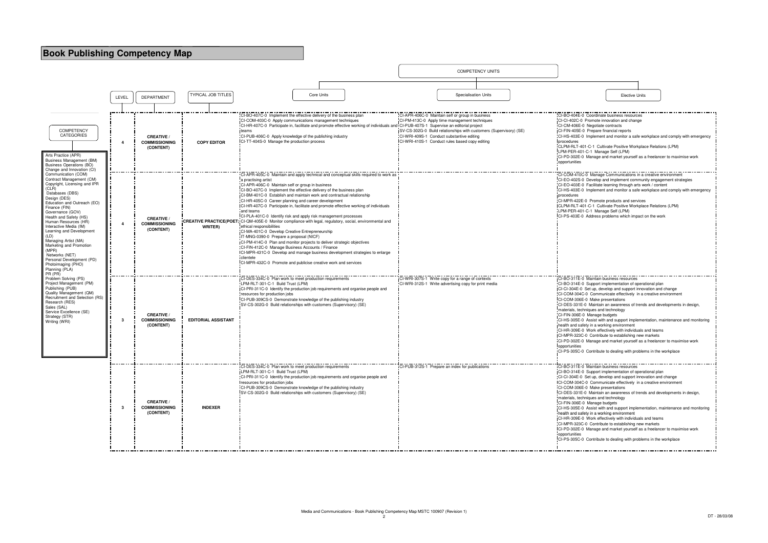# Book Publishing Competency Map

**COMPETENCY CATEGORIES**

Arts Practice (APR)
Business Management (BM)
Business Operations (BO)
Change and Innovation (CI)
Communication (COM)
Contract Management (CM)
Copyright, Licensing and IPR (CLR)
Databases (DBS)
Design (DES)
Education and Outreach (EO)
Finance (FIN)
Governance (GOV)
Health and Safety (HS)
Human Resources (HR)
Interactive Media (IM)
Learning and Development (LD)
Managing Artist (MA)
Marketing and Promotion (MPR)
Networks (NET)
Personal Development (PD)
Photoimaging (PHO)
Planning (PLA)
PR (PR)
Problem Solving (PS)
Project Management (PM)
Publishing (PUB)
Quality Management (QM)
Recruitment and Selection (RS)
Research (RES)
Sales (SAL)
Service Excellence (SE)
Strategy (STR)
Writing (WRI)

| LEVEL | DEPARTMENT | TYPICAL JOB TITLES | COMPETENCY UNITS: Core Units | Specialisation Units | Elective Units |
|---|---|---|---|---|---|
| 4 | **CREATIVE / COMMISSIONING (CONTENT)** | **COPY EDITOR** | CI-BO-407C-0 Implement the effective delivery of the business plan<br>CI-COM-403C-0 Apply communications management techniques<br>CI-HR-407C-0 Participate in, facilitate and promote effective working of individuals and teams<br>CI-PUB-406C-0 Apply knowledge of the publishing industry<br>CI-TT-404S-0 Manage the production process | CI-APR-406C-0 Maintain self or group in business<br>CI-PM-413C-0 Apply time management techniques<br>CI-PUB-407S-1 Supervise an editorial project<br>SV-CS-302G-0 Build relationships with customers (Supervisory) (SE)<br>CI-WRI-409S-1 Conduct substantive editing<br>CI-WRI-410S-1 Conduct rules based copy editing | CI-BO-404E-0 Coordinate business resources<br>CI-CI-402C-0 Promote innovation and change<br>CI-CM-406E-0 Negotiate contracts<br>CI-FIN-405E-0 Prepare financial reports<br>CI-HS-403E-0 Implement and monitor a safe workplace and comply with emergency procedures<br>CLPM-RLT-401-C-1 Cultivate Positive Workplace Relations (LPM)<br>LPM-PER-401-C-1 Manage Self (LPM)<br>CI-PD-302E-0 Manage and market yourself as a freelancer to maximise work opportunities |
| 4 | **CREATIVE / COMMISSIONING (CONTENT)** | **CREATIVE PRACTICE(POET / WRITER)** | CI-APR-405C-0 Maintain and apply technical and conceptual skills required to work as a practising artist<br>CI-APR-406C-0 Maintain self or group in business<br>CI-BO-407C-0 Implement the effective delivery of the business plan<br>CI-BM-401C-0 Establish and maintain work and contractual relationship<br>CI-HR-405C-0 Career planning and career development<br>CI-HR-407C-0 Participate in, facilitate and promote effective working of individuals and teams<br>CI-PLA-401C-0 Identify risk and apply risk management processes<br>CI-QM-405E-0 Monitor compliance with legal, regulatory, social, environmental and ethical responsibilities<br>CI-MA-401C-0 Develop Creative Entrepreneurship<br>IT-MNG-0390-0 Prepare a proposal (NICF)<br>CI-PM-414C-0 Plan and monitor projects to deliver strategic objectives<br>CI-FIN-412C-0 Manage Business Accounts / Finance<br>CI-MPR-431C-0 Develop and manage business development strategies to enlarge clientele<br>CI-MPR-432C-0 Promote and publicise creative work and services | | CI-COM-410C-0 Manage Communications in a creative environment<br>CI-EO-402S-0 Develop and implement community engagement strategies<br>CI-EO-403E-0 Facilitate learning through arts work / content<br>CI-HS-403E-0 Implement and monitor a safe workplace and comply with emergency procedures<br>CI-MPR-422E-0 Promote products and services<br>CLPM-RLT-401-C-1 Cultivate Positive Workplace Relations (LPM)<br>LPM-PER-401-C-1 Manage Self (LPM)<br>CI-PS-403E-0 Address problems which impact on the work |
| 3 | **CREATIVE / COMMISSIONING (CONTENT)** | **EDITORIAL ASSISTANT** | CI-DES-334C-0 Plan work to meet production requirements<br>LPM-RLT-301-C-1 Build Trust (LPM)<br>CI-PRI-311C-0 Identify the production job requirements and organise people and resources for production jobs<br>CI-PUB-309CS-0 Demonstrate knowledge of the publishing industry<br>SV-CS-302G-0 Build relationships with customers (Supervisory) (SE) | CI-WRI-307S-1 Write copy for a range of contexts<br>CI-WRI-312S-1 Write advertising copy for print media | CI-BO-311E-0 Maintain business resources<br>CI-BO-314E-0 Support implementation of operational plan<br>CI-CI-304E-0 Set up, develop and support innovation and change<br>CI-COM-304C-0 Communicate effectively in a creative environment<br>CI-COM-306E-0 Make presentations<br>CI-DES-331E-0 Maintain an awareness of trends and developments in design, materials, techniques and technology<br>CI-FIN-306E-0 Manage budgets<br>CI-HS-305E-0 Assist with and support implementation, maintenance and monitoring health and safety in a working environment<br>CI-HR-309E-0 Work effectively with individuals and teams<br>CI-MPR-323C-0 Contribute to establishing new markets<br>CI-PD-302E-0 Manage and market yourself as a freelancer to maximise work opportunities<br>CI-PS-305C-0 Contribute to dealing with problems in the workplace |
| 3 | **CREATIVE / COMMISSIONING (CONTENT)** | **INDEXER** | CI-DES-334C-0 Plan work to meet production requirements<br>LPM-RLT-301-C-1 Build Trust (LPM)<br>CI-PRI-311C-0 Identify the production job requirements and organise people and resources for production jobs<br>CI-PUB-309CS-0 Demonstrate knowledge of the publishing industry<br>SV-CS-302G-0 Build relationships with customers (Supervisory) (SE) | CI-PUB-312S-1 Prepare an index for publications | CI-BO-311E-0 Maintain business resources<br>CI-BO-314E-0 Support implementation of operational plan<br>CI-CI-304E-0 Set up, develop and support innovation and change<br>CI-COM-304C-0 Communicate effectively in a creative environment<br>CI-COM-306E-0 Make presentations<br>CI-DES-331E-0 Maintain an awareness of trends and developments in design, materials, techniques and technology<br>CI-FIN-306E-0 Manage budgets<br>CI-HS-305E-0 Assist with and support implementation, maintenance and monitoring health and safety in a working environment<br>CI-HR-309E-0 Work effectively with individuals and teams<br>CI-MPR-323C-0 Contribute to establishing new markets<br>CI-PD-302E-0 Manage and market yourself as a freelancer to maximise work opportunities<br>CI-PS-305C-0 Contribute to dealing with problems in the workplace |

Media and Communications - Book Publishing Competency Map MSTC 100907 (Revision 1)

DT - 28/03/08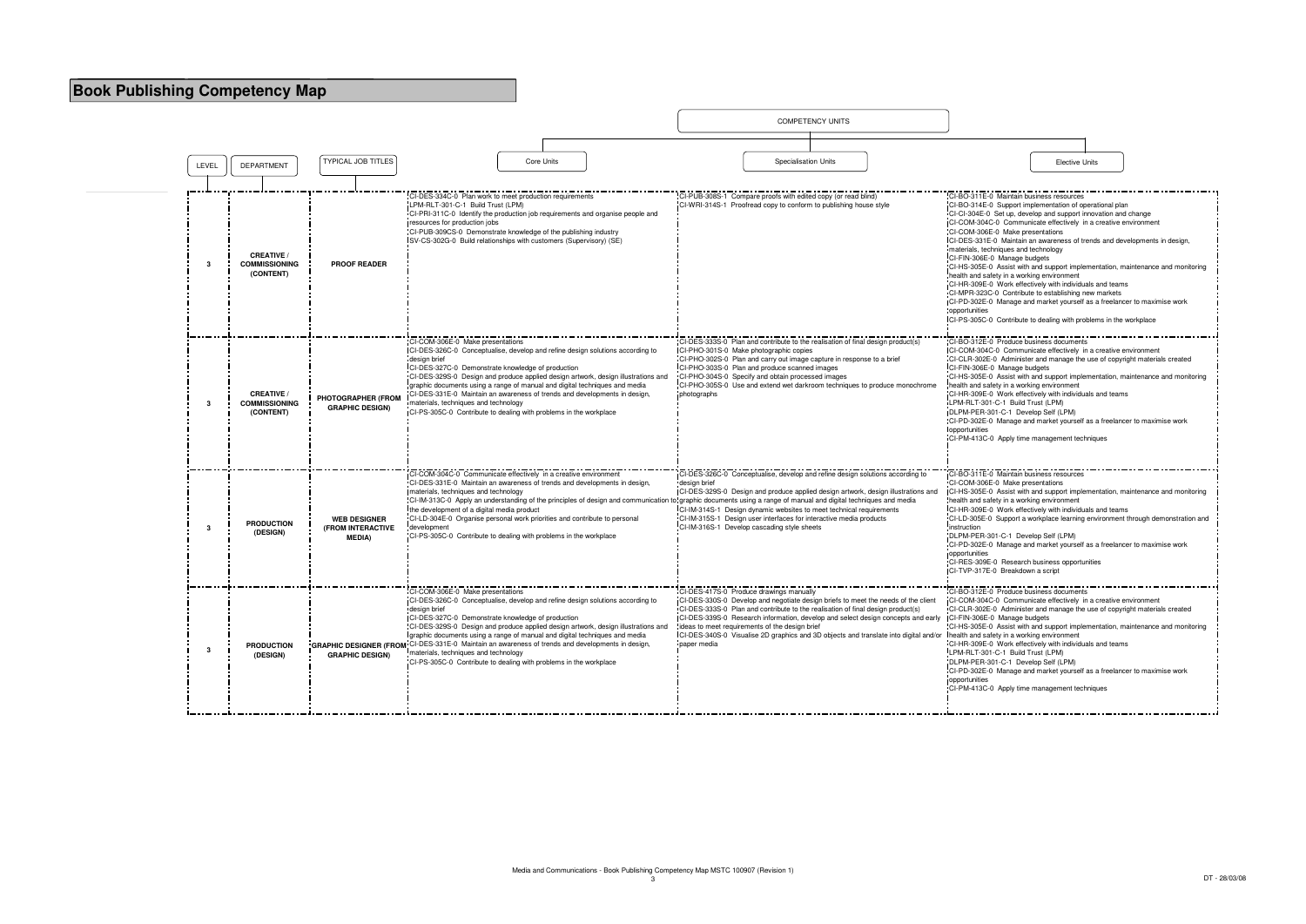# Book Publishing Competency Map

| LEVEL | DEPARTMENT | TYPICAL JOB TITLES | COMPETENCY UNITS: Core Units | COMPETENCY UNITS: Specialisation Units | COMPETENCY UNITS: Elective Units |
|---|---|---|---|---|---|
| 3 | CREATIVE / COMMISSIONING (CONTENT) | PROOF READER | CI-DES-334C-0 Plan work to meet production requirements<br>LPM-RLT-301-C-1 Build Trust (LPM)<br>CI-PRI-311C-0 Identify the production job requirements and organise people and resources for production jobs<br>CI-PUB-309CS-0 Demonstrate knowledge of the publishing industry<br>SV-CS-302G-0 Build relationships with customers (Supervisory) (SE) | CI-PUB-308S-1 Compare proofs with edited copy (or read blind)<br>CI-WRI-314S-1 Proofread copy to conform to publishing house style | CI-BO-311E-0 Maintain business resources<br>CI-BO-314E-0 Support implementation of operational plan<br>CI-CI-304E-0 Set up, develop and support innovation and change<br>CI-COM-304C-0 Communicate effectively in a creative environment<br>CI-COM-306E-0 Make presentations<br>CI-DES-331E-0 Maintain an awareness of trends and developments in design, materials, techniques and technology<br>CI-FIN-306E-0 Manage budgets<br>CI-HS-305E-0 Assist with and support implementation, maintenance and monitoring health and safety in a working environment<br>CI-HR-309E-0 Work effectively with individuals and teams<br>CI-MPR-323C-0 Contribute to establishing new markets<br>CI-PD-302E-0 Manage and market yourself as a freelancer to maximise work opportunities<br>CI-PS-305C-0 Contribute to dealing with problems in the workplace |
| 3 | CREATIVE / COMMISSIONING (CONTENT) | PHOTOGRAPHER (FROM GRAPHIC DESIGN) | CI-COM-306E-0 Make presentations<br>CI-DES-326C-0 Conceptualise, develop and refine design solutions according to design brief<br>CI-DES-327C-0 Demonstrate knowledge of production<br>CI-DES-329S-0 Design and produce applied design artwork, design illustrations and graphic documents using a range of manual and digital techniques and media<br>CI-DES-331E-0 Maintain an awareness of trends and developments in design, materials, techniques and technology<br>CI-PS-305C-0 Contribute to dealing with problems in the workplace | CI-DES-333S-0 Plan and contribute to the realisation of final design product(s)<br>CI-PHO-301S-0 Make photographic copies<br>CI-PHO-302S-0 Plan and carry out image capture in response to a brief<br>CI-PHO-303S-0 Plan and produce scanned images<br>CI-PHO-304S-0 Specify and obtain processed images<br>CI-PHO-305S-0 Use and extend wet darkroom techniques to produce monochrome photographs | CI-BO-312E-0 Produce business documents<br>CI-COM-304C-0 Communicate effectively in a creative environment<br>CI-CLR-302E-0 Administer and manage the use of copyright materials created<br>CI-FIN-306E-0 Manage budgets<br>CI-HS-305E-0 Assist with and support implementation, maintenance and monitoring health and safety in a working environment<br>CI-HR-309E-0 Work effectively with individuals and teams<br>LPM-RLT-301-C-1 Build Trust (LPM)<br>DLPM-PER-301-C-1 Develop Self (LPM)<br>CI-PD-302E-0 Manage and market yourself as a freelancer to maximise work opportunities<br>CI-PM-413C-0 Apply time management techniques |
| 3 | PRODUCTION (DESIGN) | WEB DESIGNER (FROM INTERACTIVE MEDIA) | CI-COM-304C-0 Communicate effectively in a creative environment<br>CI-DES-331E-0 Maintain an awareness of trends and developments in design, materials, techniques and technology<br>CI-IM-313C-0 Apply an understanding of the principles of design and communication to the development of a digital media product<br>CI-LD-304E-0 Organise personal work priorities and contribute to personal development<br>CI-PS-305C-0 Contribute to dealing with problems in the workplace | CI-DES-326C-0 Conceptualise, develop and refine design solutions according to design brief<br>CI-DES-329S-0 Design and produce applied design artwork, design illustrations and graphic documents using a range of manual and digital techniques and media<br>CI-IM-314S-1 Design dynamic websites to meet technical requirements<br>CI-IM-315S-1 Design user interfaces for interactive media products<br>CI-IM-316S-1 Develop cascading style sheets | CI-BO-311E-0 Maintain business resources<br>CI-COM-306E-0 Make presentations<br>CI-HS-305E-0 Assist with and support implementation, maintenance and monitoring health and safety in a working environment<br>CI-HR-309E-0 Work effectively with individuals and teams<br>CI-LD-305E-0 Support a workplace learning environment through demonstration and instruction<br>DLPM-PER-301-C-1 Develop Self (LPM)<br>CI-PD-302E-0 Manage and market yourself as a freelancer to maximise work opportunities<br>CI-RES-309E-0 Research business opportunities<br>CI-TVP-317E-0 Breakdown a script |
| 3 | PRODUCTION (DESIGN) | GRAPHIC DESIGNER (FROM GRAPHIC DESIGN) | CI-COM-306E-0 Make presentations<br>CI-DES-326C-0 Conceptualise, develop and refine design solutions according to design brief<br>CI-DES-327C-0 Demonstrate knowledge of production<br>CI-DES-329S-0 Design and produce applied design artwork, design illustrations and graphic documents using a range of manual and digital techniques and media<br>CI-DES-331E-0 Maintain an awareness of trends and developments in design, materials, techniques and technology<br>CI-PS-305C-0 Contribute to dealing with problems in the workplace | CI-DES-417S-0 Produce drawings manually<br>CI-DES-330S-0 Develop and negotiate design briefs to meet the needs of the client<br>CI-DES-333S-0 Plan and contribute to the realisation of final design product(s)<br>CI-DES-339S-0 Research information, develop and select design concepts and early ideas to meet requirements of the design brief<br>CI-DES-340S-0 Visualise 2D graphics and 3D objects and translate into digital and/or paper media | CI-BO-312E-0 Produce business documents<br>CI-COM-304C-0 Communicate effectively in a creative environment<br>CI-CLR-302E-0 Administer and manage the use of copyright materials created<br>CI-FIN-306E-0 Manage budgets<br>CI-HS-305E-0 Assist with and support implementation, maintenance and monitoring health and safety in a working environment<br>CI-HR-309E-0 Work effectively with individuals and teams<br>LPM-RLT-301-C-1 Build Trust (LPM)<br>DLPM-PER-301-C-1 Develop Self (LPM)<br>CI-PD-302E-0 Manage and market yourself as a freelancer to maximise work opportunities<br>CI-PM-413C-0 Apply time management techniques |

Media and Communications - Book Publishing Competency Map MSTC 100907 (Revision 1)

DT - 28/03/08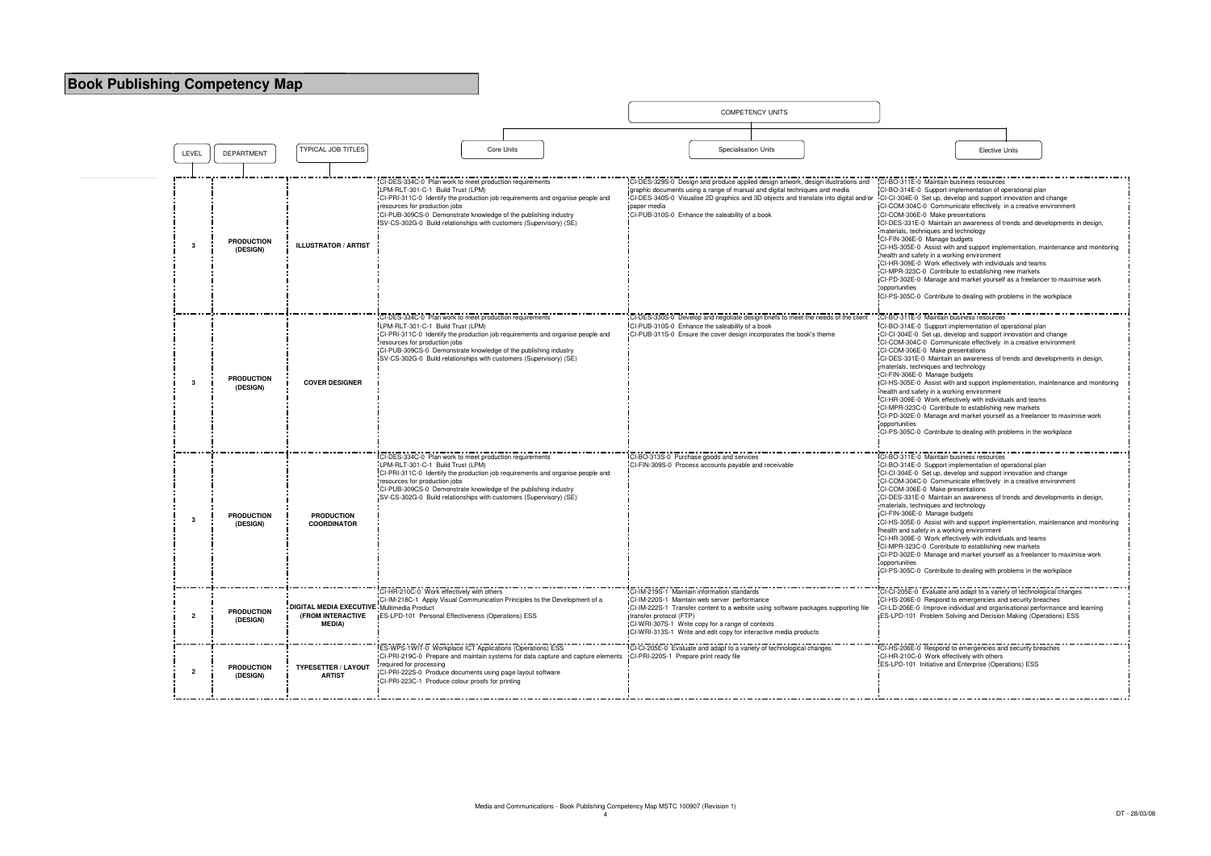# Book Publishing Competency Map

| LEVEL | DEPARTMENT | TYPICAL JOB TITLES | Core Units | Specialisation Units | Elective Units |
|---|---|---|---|---|---|
| | | | COMPETENCY UNITS | | |
| 3 | **PRODUCTION (DESIGN)** | **ILLUSTRATOR / ARTIST** | CI-DES-334C-0 Plan work to meet production requirements<br>LPM-RLT-301-C-1 Build Trust (LPM)<br>CI-PRI-311C-0 Identify the production job requirements and organise people and resources for production jobs<br>CI-PUB-309CS-0 Demonstrate knowledge of the publishing industry<br>SV-CS-302G-0 Build relationships with customers (Supervisory) (SE) | CI-DES-329S-0 Design and produce applied design artwork, design illustrations and graphic documents using a range of manual and digital techniques and media<br>CI-DES-340S-0 Visualise 2D graphics and 3D objects and translate into digital and/or paper media<br>CI-PUB-310S-0 Enhance the saleability of a book | CI-BO-311E-0 Maintain business resources<br>CI-BO-314E-0 Support implementation of operational plan<br>CI-CI-304E-0 Set up, develop and support innovation and change<br>CI-COM-304C-0 Communicate effectively in a creative environment<br>CI-COM-306E-0 Make presentations<br>CI-DES-331E-0 Maintain an awareness of trends and developments in design, materials, techniques and technology<br>CI-FIN-306E-0 Manage budgets<br>CI-HS-305E-0 Assist with and support implementation, maintenance and monitoring health and safety in a working environment<br>CI-HR-309E-0 Work effectively with individuals and teams<br>CI-MPR-323C-0 Contribute to establishing new markets<br>CI-PD-302E-0 Manage and market yourself as a freelancer to maximise work opportunities<br>CI-PS-305C-0 Contribute to dealing with problems in the workplace |
| 3 | **PRODUCTION (DESIGN)** | **COVER DESIGNER** | CI-DES-334C-0 Plan work to meet production requirements<br>LPM-RLT-301-C-1 Build Trust (LPM)<br>CI-PRI-311C-0 Identify the production job requirements and organise people and resources for production jobs<br>CI-PUB-309CS-0 Demonstrate knowledge of the publishing industry<br>SV-CS-302G-0 Build relationships with customers (Supervisory) (SE) | CI-DES-330S-0 Develop and negotiate design briefs to meet the needs of the client<br>CI-PUB-310S-0 Enhance the saleability of a book<br>CI-PUB-311S-0 Ensure the cover design incorporates the book's theme | CI-BO-311E-0 Maintain business resources<br>CI-BO-314E-0 Support implementation of operational plan<br>CI-CI-304E-0 Set up, develop and support innovation and change<br>CI-COM-304C-0 Communicate effectively in a creative environment<br>CI-COM-306E-0 Make presentations<br>CI-DES-331E-0 Maintain an awareness of trends and developments in design, materials, techniques and technology<br>CI-FIN-306E-0 Manage budgets<br>CI-HS-305E-0 Assist with and support implementation, maintenance and monitoring health and safety in a working environment<br>CI-HR-309E-0 Work effectively with individuals and teams<br>CI-MPR-323C-0 Contribute to establishing new markets<br>CI-PD-302E-0 Manage and market yourself as a freelancer to maximise work opportunities<br>CI-PS-305C-0 Contribute to dealing with problems in the workplace |
| 3 | **PRODUCTION (DESIGN)** | **PRODUCTION COORDINATOR** | CI-DES-334C-0 Plan work to meet production requirements<br>LPM-RLT-301-C-1 Build Trust (LPM)<br>CI-PRI-311C-0 Identify the production job requirements and organise people and resources for production jobs<br>CI-PUB-309CS-0 Demonstrate knowledge of the publishing industry<br>SV-CS-302G-0 Build relationships with customers (Supervisory) (SE) | CI-BO-313S-0 Purchase goods and services<br>CI-FIN-309S-0 Process accounts payable and receivable | CI-BO-311E-0 Maintain business resources<br>CI-BO-314E-0 Support implementation of operational plan<br>CI-CI-304E-0 Set up, develop and support innovation and change<br>CI-COM-304C-0 Communicate effectively in a creative environment<br>CI-COM-306E-0 Make presentations<br>CI-DES-331E-0 Maintain an awareness of trends and developments in design, materials, techniques and technology<br>CI-FIN-306E-0 Manage budgets<br>CI-HS-305E-0 Assist with and support implementation, maintenance and monitoring health and safety in a working environment<br>CI-HR-309E-0 Work effectively with individuals and teams<br>CI-MPR-323C-0 Contribute to establishing new markets<br>CI-PD-302E-0 Manage and market yourself as a freelancer to maximise work opportunities<br>CI-PS-305C-0 Contribute to dealing with problems in the workplace |
| 2 | **PRODUCTION (DESIGN)** | **DIGITAL MEDIA EXECUTIVE (FROM INTERACTIVE MEDIA)** | CI-HR-210C-0 Work effectively with others<br>CI-IM-218C-1 Apply Visual Communication Principles to the Development of a Multimedia Product<br>ES-LPD-101 Personal Effectiveness (Operations) ESS | CI-IM-219S-1 Maintain information standards<br>CI-IM-220S-1 Maintain web server performance<br>CI-IM-222S-1 Transfer content to a website using software packages supporting file transfer protocol (FTP)<br>CI-WRI-307S-1 Write copy for a range of contexts<br>CI-WRI-313S-1 Write and edit copy for interactive media products | CI-CI-205E-0 Evaluate and adapt to a variety of technological changes<br>CI-HS-206E-0 Respond to emergencies and security breaches<br>CI-LD-206E-0 Improve individual and organisational performance and learning<br>ES-LPD-101 Problem Solving and Decision Making (Operations) ESS |
| 2 | **PRODUCTION (DESIGN)** | **TYPESETTER / LAYOUT ARTIST** | ES-WPS-1WIT-0 Workplace ICT Applications (Operations) ESS<br>CI-PRI-219C-0 Prepare and maintain systems for data capture and capture elements required for processing<br>CI-PRI-222S-0 Produce documents using page layout software<br>CI-PRI-223C-1 Produce colour proofs for printing | CI-CI-205E-0 Evaluate and adapt to a variety of technological changes<br>CI-PRI-220S-1 Prepare print ready file | CI-HS-206E-0 Respond to emergencies and security breaches<br>CI-HR-210C-0 Work effectively with others<br>ES-LPD-101 Initiative and Enterprise (Operations) ESS |

Media and Communications - Book Publishing Competency Map MSTC 100907 (Revision 1)

DT - 28/03/08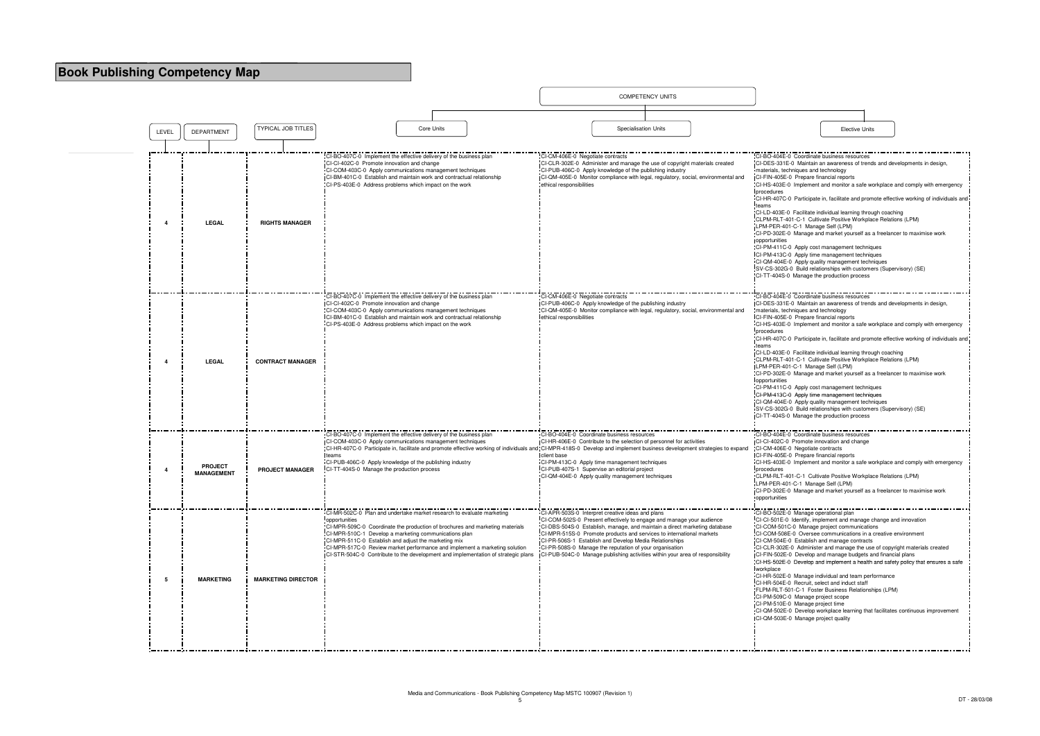# Book Publishing Competency Map

| LEVEL | DEPARTMENT | TYPICAL JOB TITLES | COMPETENCY UNITS: Core Units | Specialisation Units | Elective Units |
|---|---|---|---|---|---|
| 4 | LEGAL | RIGHTS MANAGER | CI-BO-407C-0 Implement the effective delivery of the business plan<br>CI-CI-402C-0 Promote innovation and change<br>CI-COM-403C-0 Apply communications management techniques<br>CI-BM-401C-0 Establish and maintain work and contractual relationship<br>CI-PS-403E-0 Address problems which impact on the work | CI-CM-406E-0 Negotiate contracts<br>CI-CLR-302E-0 Administer and manage the use of copyright materials created<br>CI-PUB-406C-0 Apply knowledge of the publishing industry<br>CI-QM-405E-0 Monitor compliance with legal, regulatory, social, environmental and ethical responsibilities | CI-BO-404E-0 Coordinate business resources<br>CI-DES-331E-0 Maintain an awareness of trends and developments in design, materials, techniques and technology<br>CI-FIN-405E-0 Prepare financial reports<br>CI-HS-403E-0 Implement and monitor a safe workplace and comply with emergency procedures<br>CI-HR-407C-0 Participate in, facilitate and promote effective working of individuals and teams<br>CI-LD-403E-0 Facilitate individual learning through coaching<br>CLPM-RLT-401-C-1 Cultivate Positive Workplace Relations (LPM)<br>LPM-PER-401-C-1 Manage Self (LPM)<br>CI-PD-302E-0 Manage and market yourself as a freelancer to maximise work opportunities<br>CI-PM-411C-0 Apply cost management techniques<br>CI-PM-413C-0 Apply time management techniques<br>CI-QM-404E-0 Apply quality management techniques<br>SV-CS-302G-0 Build relationships with customers (Supervisory) (SE)<br>CI-TT-404S-0 Manage the production process |
| 4 | LEGAL | CONTRACT MANAGER | CI-BO-407C-0 Implement the effective delivery of the business plan<br>CI-CI-402C-0 Promote innovation and change<br>CI-COM-403C-0 Apply communications management techniques<br>CI-BM-401C-0 Establish and maintain work and contractual relationship<br>CI-PS-403E-0 Address problems which impact on the work | CI-CM-406E-0 Negotiate contracts<br>CI-PUB-406C-0 Apply knowledge of the publishing industry<br>CI-QM-405E-0 Monitor compliance with legal, regulatory, social, environmental and ethical responsibilities | CI-BO-404E-0 Coordinate business resources<br>CI-DES-331E-0 Maintain an awareness of trends and developments in design, materials, techniques and technology<br>CI-FIN-405E-0 Prepare financial reports<br>CI-HS-403E-0 Implement and monitor a safe workplace and comply with emergency procedures<br>CI-HR-407C-0 Participate in, facilitate and promote effective working of individuals and teams<br>CI-LD-403E-0 Facilitate individual learning through coaching<br>CLPM-RLT-401-C-1 Cultivate Positive Workplace Relations (LPM)<br>LPM-PER-401-C-1 Manage Self (LPM)<br>CI-PD-302E-0 Manage and market yourself as a freelancer to maximise work opportunities<br>CI-PM-411C-0 Apply cost management techniques<br>CI-PM-413C-0 Apply time management techniques<br>CI-QM-404E-0 Apply quality management techniques<br>SV-CS-302G-0 Build relationships with customers (Supervisory) (SE)<br>CI-TT-404S-0 Manage the production process |
| 4 | PROJECT MANAGEMENT | PROJECT MANAGER | CI-BO-407C-0 Implement the effective delivery of the business plan<br>CI-COM-403C-0 Apply communications management techniques<br>CI-HR-407C-0 Participate in, facilitate and promote effective working of individuals and teams<br>CI-PUB-406C-0 Apply knowledge of the publishing industry<br>CI-TT-404S-0 Manage the production process | CI-BO-404E-0 Coordinate business resources<br>CI-HR-406E-0 Contribute to the selection of personnel for activities<br>CI-MPR-418S-0 Develop and implement business development strategies to expand client base<br>CI-PM-413C-0 Apply time management techniques<br>CI-PUB-407S-1 Supervise an editorial project<br>CI-QM-404E-0 Apply quality management techniques | CI-BO-404E-0 Coordinate business resources<br>CI-CI-402C-0 Promote innovation and change<br>CI-CM-406E-0 Negotiate contracts<br>CI-FIN-405E-0 Prepare financial reports<br>CI-HS-403E-0 Implement and monitor a safe workplace and comply with emergency procedures<br>CLPM-RLT-401-C-1 Cultivate Positive Workplace Relations (LPM)<br>LPM-PER-401-C-1 Manage Self (LPM)<br>CI-PD-302E-0 Manage and market yourself as a freelancer to maximise work opportunities |
| 5 | MARKETING | MARKETING DIRECTOR | CI-MR-502C-0 Plan and undertake market research to evaluate marketing opportunities<br>CI-MPR-509C-0 Coordinate the production of brochures and marketing materials<br>CI-MPR-510C-1 Develop a marketing communications plan<br>CI-MPR-511C-0 Establish and adjust the marketing mix<br>CI-MPR-517C-0 Review market performance and implement a marketing solution<br>CI-STR-504C-0 Contribute to the development and implementation of strategic plans | CI-APR-503S-0 Interpret creative ideas and plans<br>CI-COM-502S-0 Present effectively to engage and manage your audience<br>CI-DBS-504S-0 Establish, manage, and maintain a direct marketing database<br>CI-MPR-515S-0 Promote products and services to international markets<br>CI-PR-506S-1 Establish and Develop Media Relationships<br>CI-PR-508S-0 Manage the reputation of your organisation<br>CI-PUB-504C-0 Manage publishing activities within your area of responsibility | CI-BO-502E-0 Manage operational plan<br>CI-CI-501E-0 Identify, implement and manage change and innovation<br>CI-COM-501C-0 Manage project communications<br>CI-COM-508E-0 Oversee communications in a creative environment<br>CI-CM-504E-0 Establish and manage contracts<br>CI-CLR-302E-0 Administer and manage the use of copyright materials created<br>CI-FIN-502E-0 Develop and manage budgets and financial plans<br>CI-HS-502E-0 Develop and implement a health and safety policy that ensures a safe workplace<br>CI-HR-502E-0 Manage individual and team performance<br>CI-HR-504E-0 Recruit, select and induct staff<br>FLPM-RLT-501-C-1 Foster Business Relationships (LPM)<br>CI-PM-509C-0 Manage project scope<br>CI-PM-510E-0 Manage project time<br>CI-QM-502E-0 Develop workplace learning that facilitates continuous improvement<br>CI-QM-503E-0 Manage project quality |

Media and Communications - Book Publishing Competency Map MSTC 100907 (Revision 1)

DT - 28/03/08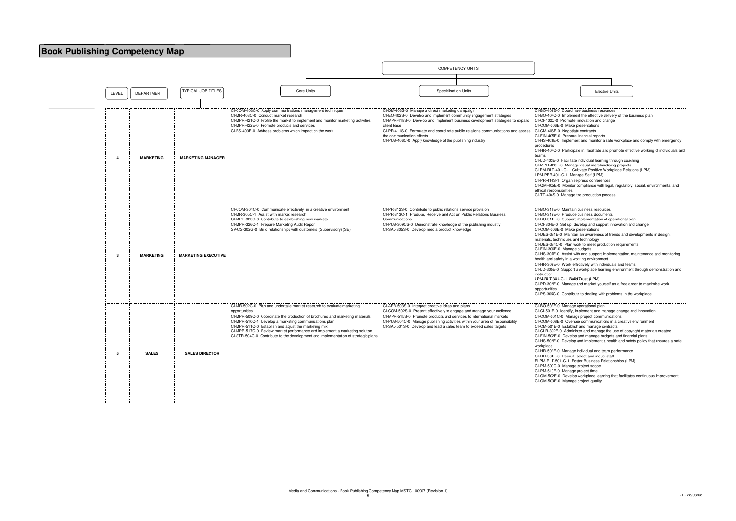# Book Publishing Competency Map

| LEVEL | DEPARTMENT | TYPICAL JOB TITLES | COMPETENCY UNITS | | |
|---|---|---|---|---|---|
| | | | Core Units | Specialisation Units | Elective Units |
| 4 | MARKETING | MARKETING MANAGER | CI-COM-403C-0 Apply communications management techniques<br>CI-MR-403C-0 Conduct market research<br>CI-MPR-421C-0 Profile the market to implement and monitor marketing activities<br>CI-MPR-422E-0 Promote products and services<br>CI-PS-403E-0 Address problems which impact on the work | CI-DM-406S-0 Manage a direct marketing campaign<br>CI-EO-402S-0 Develop and implement community engagement strategies<br>CI-MPR-418S-0 Develop and implement business development strategies to expand client base<br>CI-PR-411S-0 Formulate and coordinate public relations communications and assess the communication effects<br>CI-PUB-406C-0 Apply knowledge of the publishing industry | CI-BO-404E-0 Coordinate business resources<br>CI-BO-407C-0 Implement the effective delivery of the business plan<br>CI-CI-402C-0 Promote innovation and change<br>CI-COM-306E-0 Make presentations<br>CI-CM-406E-0 Negotiate contracts<br>CI-FIN-405E-0 Prepare financial reports<br>CI-HS-403E-0 Implement and monitor a safe workplace and comply with emergency procedures<br>CI-HR-407C-0 Participate in, facilitate and promote effective working of individuals and teams<br>CI-LD-403E-0 Facilitate individual learning through coaching<br>CI-MPR-420E-0 Manage visual merchandising projects<br>CI-LPM-RLT-401-C-1 Cultivate Positive Workplace Relations (LPM)<br>LPM-PER-401-C-1 Manage Self (LPM)<br>CI-PR-414S-1 Organise press conferences<br>CI-QM-405E-0 Monitor compliance with legal, regulatory, social, environmental and ethical responsibilities<br>CI-TT-404S-0 Manage the production process |
| 3 | MARKETING | MARKETING EXECUTIVE | CI-COM-304C-0 Communicate effectively in a creative environment<br>CI-MR-305C-1 Assist with market research<br>CI-MPR-323C-0 Contribute to establishing new markets<br>CI-MPR-326C-1 Prepare Marketing Audit Report<br>SV-CS-302G-0 Build relationships with customers (Supervisory) (SE) | CI-PR-312S-0 Contribute to public relations service provision<br>CI-PR-313C-1 Produce, Receive and Act on Public Relations Business Communications<br>CI-PUB-309CS-0 Demonstrate knowledge of the publishing industry<br>CI-SAL-305S-0 Develop media product knowledge | CI-BO-311E-0 Maintain business resources<br>CI-BO-312E-0 Produce business documents<br>CI-BO-314E-0 Support implementation of operational plan<br>CI-CI-304E-0 Set up, develop and support innovation and change<br>CI-COM-306E-0 Make presentations<br>CI-DES-331E-0 Maintain an awareness of trends and developments in design, materials, techniques and technology<br>CI-DES-334C-0 Plan work to meet production requirements<br>CI-FIN-306E-0 Manage budgets<br>CI-HS-305E-0 Assist with and support implementation, maintenance and monitoring health and safety in a working environment<br>CI-HR-309E-0 Work effectively with individuals and teams<br>CI-LD-305E-0 Support a workplace learning environment through demonstration and instruction<br>LPM-RLT-301-C-1 Build Trust (LPM)<br>CI-PD-302E-0 Manage and market yourself as a freelancer to maximise work opportunities<br>CI-PS-305C-0 Contribute to dealing with problems in the workplace |
| 5 | SALES | SALES DIRECTOR | CI-MR-502C-0 Plan and undertake market research to evaluate marketing opportunities<br>CI-MPR-509C-0 Coordinate the production of brochures and marketing materials<br>CI-MPR-510C-1 Develop a marketing communications plan<br>CI-MPR-511C-0 Establish and adjust the marketing mix<br>CI-MPR-517C-0 Review market performance and implement a marketing solution<br>CI-STR-504C-0 Contribute to the development and implementation of strategic plans | CI-APR-503S-0 Interpret creative ideas and plans<br>CI-COM-502S-0 Present effectively to engage and manage your audience<br>CI-MPR-515S-0 Promote products and services to international markets<br>CI-PUB-504C-0 Manage publishing activities within your area of responsibility<br>CI-SAL-501S-0 Develop and lead a sales team to exceed sales targets | CI-BO-502E-0 Manage operational plan<br>CI-CI-501E-0 Identify, implement and manage change and innovation<br>CI-COM-501C-0 Manage project communications<br>CI-COM-508E-0 Oversee communications in a creative environment<br>CI-CM-504E-0 Establish and manage contracts<br>CI-CLR-302E-0 Administer and manage the use of copyright materials created<br>CI-FIN-502E-0 Develop and manage budgets and financial plans<br>CI-HS-502E-0 Develop and implement a health and safety policy that ensures a safe workplace<br>CI-HR-502E-0 Manage individual and team performance<br>CI-HR-504E-0 Recruit, select and induct staff<br>FLPM-RLT-501-C-1 Foster Business Relationships (LPM)<br>CI-PM-509C-0 Manage project scope<br>CI-PM-510E-0 Manage project time<br>CI-QM-502E-0 Develop workplace learning that facilitates continuous improvement<br>CI-QM-503E-0 Manage project quality |

Media and Communications - Book Publishing Competency Map MSTC 100907 (Revision 1)

DT - 28/03/08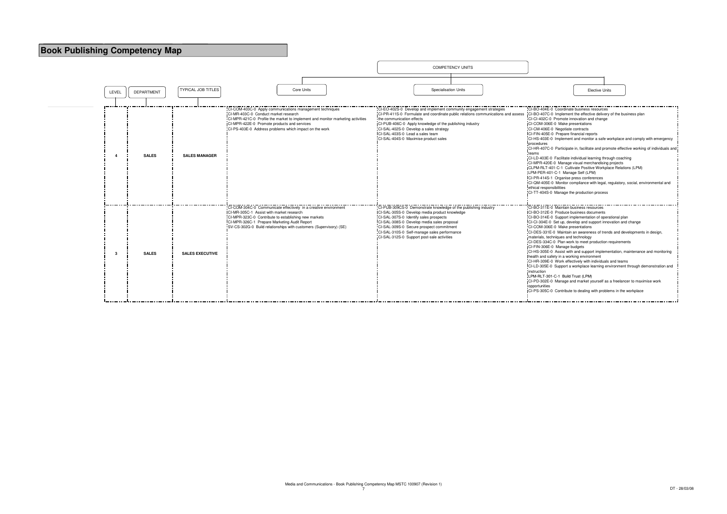# Book Publishing Competency Map

| LEVEL | DEPARTMENT | TYPICAL JOB TITLES | COMPETENCY UNITS – Core Units | Specialisation Units | Elective Units |
|---|---|---|---|---|---|
| 4 | SALES | SALES MANAGER | CI-COM-403C-0 Apply communications management techniques<br>CI-MR-403C-0 Conduct market research<br>CI-MPR-421C-0 Profile the market to implement and monitor marketing activities<br>CI-MPR-422E-0 Promote products and services<br>CI-PS-403E-0 Address problems which impact on the work | CI-EO-402S-0 Develop and implement community engagement strategies<br>CI-PR-411S-0 Formulate and coordinate public relations communications and assess the communication effects<br>CI-PUB-406C-0 Apply knowledge of the publishing industry<br>CI-SAL-402S-0 Develop a sales strategy<br>CI-SAL-403S-0 Lead a sales team<br>CI-SAL-404S-0 Maximise product sales | CI-BO-404E-0 Coordinate business resources<br>CI-BO-407C-0 Implement the effective delivery of the business plan<br>CI-CI-402C-0 Promote innovation and change<br>CI-COM-306E-0 Make presentations<br>CI-CM-406E-0 Negotiate contracts<br>CI-FIN-405E-0 Prepare financial reports<br>CI-HS-403E-0 Implement and monitor a safe workplace and comply with emergency procedures<br>CI-HR-407C-0 Participate in, facilitate and promote effective working of individuals and teams<br>CI-LD-403E-0 Facilitate individual learning through coaching<br>CI-MPR-420E-0 Manage visual merchandising projects<br>CLPM-RLT-401-C-1 Cultivate Positive Workplace Relations (LPM)<br>LPM-PER-401-C-1 Manage Self (LPM)<br>CI-PR-414S-1 Organise press conferences<br>CI-QM-405E-0 Monitor compliance with legal, regulatory, social, environmental and ethical responsibilities<br>CI-TT-404S-0 Manage the production process |
| 3 | SALES | SALES EXECUTIVE | CI-COM-304C-0 Communicate effectively in a creative environment<br>CI-MR-305C-1 Assist with market research<br>CI-MPR-323C-0 Contribute to establishing new markets<br>CI-MPR-326C-1 Prepare Marketing Audit Report<br>SV-CS-302G-0 Build relationships with customers (Supervisory) (SE) | CI-PUB-309CS-0 Demonstrate knowledge of the publishing industry<br>CI-SAL-305S-0 Develop media product knowledge<br>CI-SAL-307S-0 Identify sales prospects<br>CI-SAL-308S-0 Develop media sales proposal<br>CI-SAL-309S-0 Secure prospect commitment<br>CI-SAL-310S-0 Self-manage sales performance<br>CI-SAL-312S-0 Support post-sale activities | CI-BO-311E-0 Maintain business resources<br>CI-BO-312E-0 Produce business documents<br>CI-BO-314E-0 Support implementation of operational plan<br>CI-CI-304E-0 Set up, develop and support innovation and change<br>CI-COM-306E-0 Make presentations<br>CI-DES-331E-0 Maintain an awareness of trends and developments in design, materials, techniques and technology<br>CI-DES-334C-0 Plan work to meet production requirements<br>CI-FIN-306E-0 Manage budgets<br>CI-HS-305E-0 Assist with and support implementation, maintenance and monitoring health and safety in a working environment<br>CI-HR-309E-0 Work effectively with individuals and teams<br>CI-LD-305E-0 Support a workplace learning environment through demonstration and instruction<br>LPM-RLT-301-C-1 Build Trust (LPM)<br>CI-PD-302E-0 Manage and market yourself as a freelancer to maximise work opportunities<br>CI-PS-305C-0 Contribute to dealing with problems in the workplace |

Media and Communications - Book Publishing Competency Map MSTC 100907 (Revision 1)

DT - 28/03/08